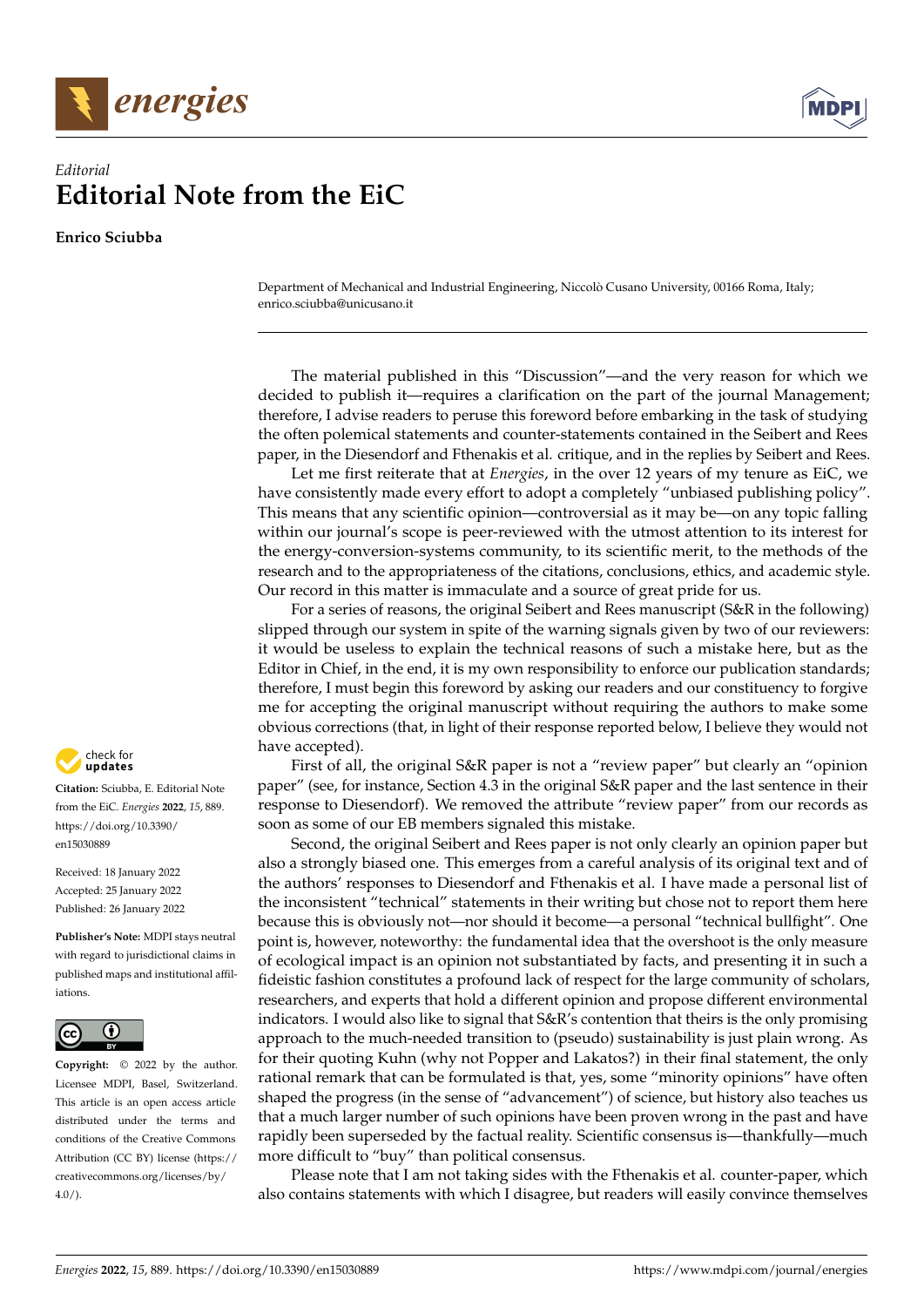*Editorial*

# Editorial Note from the EiC

**Enrico Sciubba**

Department of Mechanical and Industrial Engineering, Niccolò Cusano University, 00166 Roma, Italy; enrico.sciubba@unicusano.it

**Citation:** Sciubba, E. Editorial Note from the EiC. *Energies* **2022**, *15*, 889. https://doi.org/10.3390/en15030889

Received: 18 January 2022
Accepted: 25 January 2022
Published: 26 January 2022

**Publisher's Note:** MDPI stays neutral with regard to jurisdictional claims in published maps and institutional affiliations.

**Copyright:** © 2022 by the author. Licensee MDPI, Basel, Switzerland. This article is an open access article distributed under the terms and conditions of the Creative Commons Attribution (CC BY) license (https://creativecommons.org/licenses/by/4.0/).

The material published in this "Discussion"—and the very reason for which we decided to publish it—requires a clarification on the part of the journal Management; therefore, I advise readers to peruse this foreword before embarking in the task of studying the often polemical statements and counter-statements contained in the Seibert and Rees paper, in the Diesendorf and Fthenakis et al. critique, and in the replies by Seibert and Rees.

Let me first reiterate that at *Energies*, in the over 12 years of my tenure as EiC, we have consistently made every effort to adopt a completely "unbiased publishing policy". This means that any scientific opinion—controversial as it may be—on any topic falling within our journal's scope is peer-reviewed with the utmost attention to its interest for the energy-conversion-systems community, to its scientific merit, to the methods of the research and to the appropriateness of the citations, conclusions, ethics, and academic style. Our record in this matter is immaculate and a source of great pride for us.

For a series of reasons, the original Seibert and Rees manuscript (S&R in the following) slipped through our system in spite of the warning signals given by two of our reviewers: it would be useless to explain the technical reasons of such a mistake here, but as the Editor in Chief, in the end, it is my own responsibility to enforce our publication standards; therefore, I must begin this foreword by asking our readers and our constituency to forgive me for accepting the original manuscript without requiring the authors to make some obvious corrections (that, in light of their response reported below, I believe they would not have accepted).

First of all, the original S&R paper is not a "review paper" but clearly an "opinion paper" (see, for instance, Section 4.3 in the original S&R paper and the last sentence in their response to Diesendorf). We removed the attribute "review paper" from our records as soon as some of our EB members signaled this mistake.

Second, the original Seibert and Rees paper is not only clearly an opinion paper but also a strongly biased one. This emerges from a careful analysis of its original text and of the authors' responses to Diesendorf and Fthenakis et al. I have made a personal list of the inconsistent "technical" statements in their writing but chose not to report them here because this is obviously not—nor should it become—a personal "technical bullfight". One point is, however, noteworthy: the fundamental idea that the overshoot is the only measure of ecological impact is an opinion not substantiated by facts, and presenting it in such a fideistic fashion constitutes a profound lack of respect for the large community of scholars, researchers, and experts that hold a different opinion and propose different environmental indicators. I would also like to signal that S&R's contention that theirs is the only promising approach to the much-needed transition to (pseudo) sustainability is just plain wrong. As for their quoting Kuhn (why not Popper and Lakatos?) in their final statement, the only rational remark that can be formulated is that, yes, some "minority opinions" have often shaped the progress (in the sense of "advancement") of science, but history also teaches us that a much larger number of such opinions have been proven wrong in the past and have rapidly been superseded by the factual reality. Scientific consensus is—thankfully—much more difficult to "buy" than political consensus.

Please note that I am not taking sides with the Fthenakis et al. counter-paper, which also contains statements with which I disagree, but readers will easily convince themselves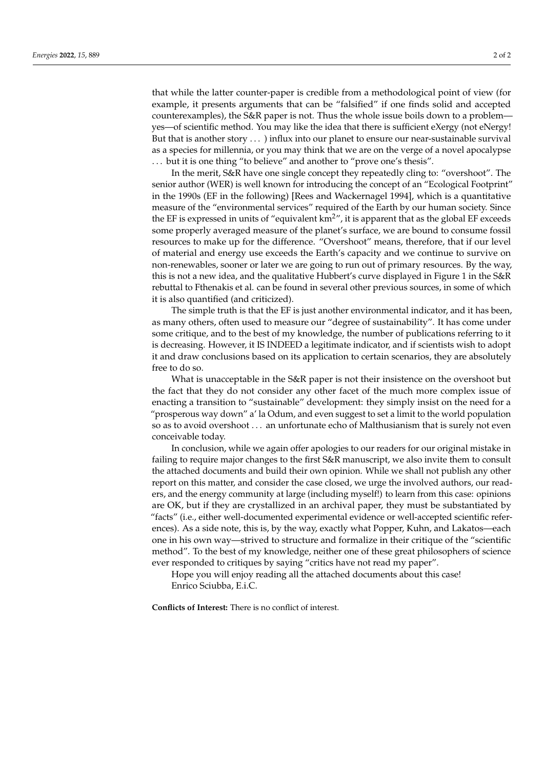that while the latter counter-paper is credible from a methodological point of view (for example, it presents arguments that can be "falsified" if one finds solid and accepted counterexamples), the S&R paper is not. Thus the whole issue boils down to a problem—yes—of scientific method. You may like the idea that there is sufficient eXergy (not eNergy! But that is another story . . . ) influx into our planet to ensure our near-sustainable survival as a species for millennia, or you may think that we are on the verge of a novel apocalypse . . . but it is one thing "to believe" and another to "prove one's thesis".

In the merit, S&R have one single concept they repeatedly cling to: "overshoot". The senior author (WER) is well known for introducing the concept of an "Ecological Footprint" in the 1990s (EF in the following) [Rees and Wackernagel 1994], which is a quantitative measure of the "environmental services" required of the Earth by our human society. Since the EF is expressed in units of "equivalent $km^2$", it is apparent that as the global EF exceeds some properly averaged measure of the planet's surface, we are bound to consume fossil resources to make up for the difference. "Overshoot" means, therefore, that if our level of material and energy use exceeds the Earth's capacity and we continue to survive on non-renewables, sooner or later we are going to run out of primary resources. By the way, this is not a new idea, and the qualitative Hubbert's curve displayed in Figure 1 in the S&R rebuttal to Fthenakis et al. can be found in several other previous sources, in some of which it is also quantified (and criticized).

The simple truth is that the EF is just another environmental indicator, and it has been, as many others, often used to measure our "degree of sustainability". It has come under some critique, and to the best of my knowledge, the number of publications referring to it is decreasing. However, it IS INDEED a legitimate indicator, and if scientists wish to adopt it and draw conclusions based on its application to certain scenarios, they are absolutely free to do so.

What is unacceptable in the S&R paper is not their insistence on the overshoot but the fact that they do not consider any other facet of the much more complex issue of enacting a transition to "sustainable" development: they simply insist on the need for a "prosperous way down" a' la Odum, and even suggest to set a limit to the world population so as to avoid overshoot . . . an unfortunate echo of Malthusianism that is surely not even conceivable today.

In conclusion, while we again offer apologies to our readers for our original mistake in failing to require major changes to the first S&R manuscript, we also invite them to consult the attached documents and build their own opinion. While we shall not publish any other report on this matter, and consider the case closed, we urge the involved authors, our readers, and the energy community at large (including myself!) to learn from this case: opinions are OK, but if they are crystallized in an archival paper, they must be substantiated by "facts" (i.e., either well-documented experimental evidence or well-accepted scientific references). As a side note, this is, by the way, exactly what Popper, Kuhn, and Lakatos—each one in his own way—strived to structure and formalize in their critique of the "scientific method". To the best of my knowledge, neither one of these great philosophers of science ever responded to critiques by saying "critics have not read my paper".

Hope you will enjoy reading all the attached documents about this case!

Enrico Sciubba, E.i.C.

**Conflicts of Interest:** There is no conflict of interest.